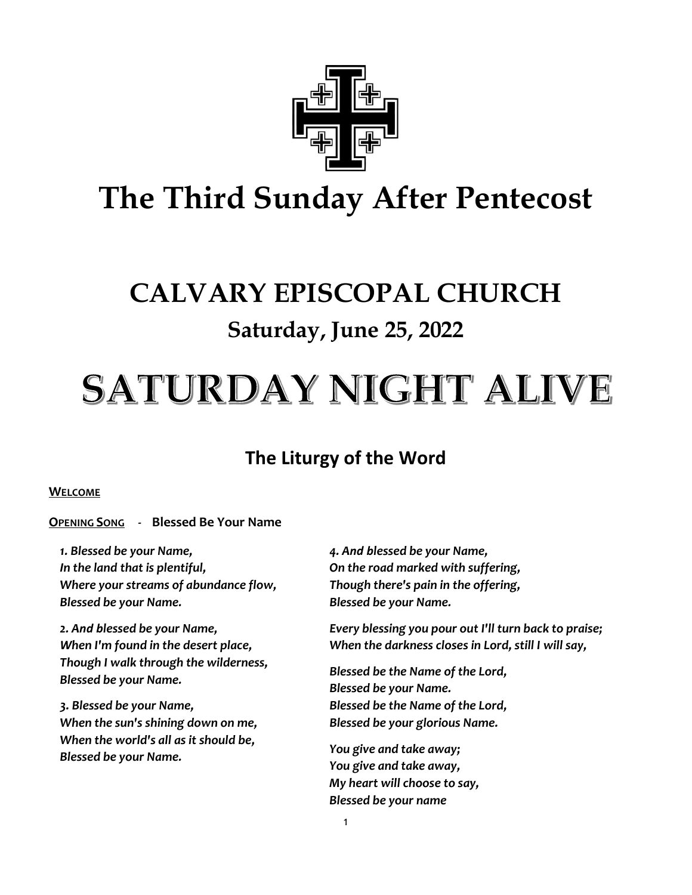# The Third Sunday After Pentecost

# CALVARY EPISCOPAL CHURCH

## Saturday, June 25, 2022

# SATURDAY NIGHT ALIVE

## The Liturgy of the Word

**WELCOME**

**OPENING SONG** - **Blessed Be Your Name**

*1. Blessed be your Name,*
*In the land that is plentiful,*
*Where your streams of abundance flow,*
*Blessed be your Name.*

*2. And blessed be your Name,*
*When I'm found in the desert place,*
*Though I walk through the wilderness,*
*Blessed be your Name.*

*3. Blessed be your Name,*
*When the sun's shining down on me,*
*When the world's all as it should be,*
*Blessed be your Name.*

*4. And blessed be your Name,*
*On the road marked with suffering,*
*Though there's pain in the offering,*
*Blessed be your Name.*

*Every blessing you pour out I'll turn back to praise;*
*When the darkness closes in Lord, still I will say,*

*Blessed be the Name of the Lord,*
*Blessed be your Name.*
*Blessed be the Name of the Lord,*
*Blessed be your glorious Name.*

*You give and take away;*
*You give and take away,*
*My heart will choose to say,*
*Blessed be your name*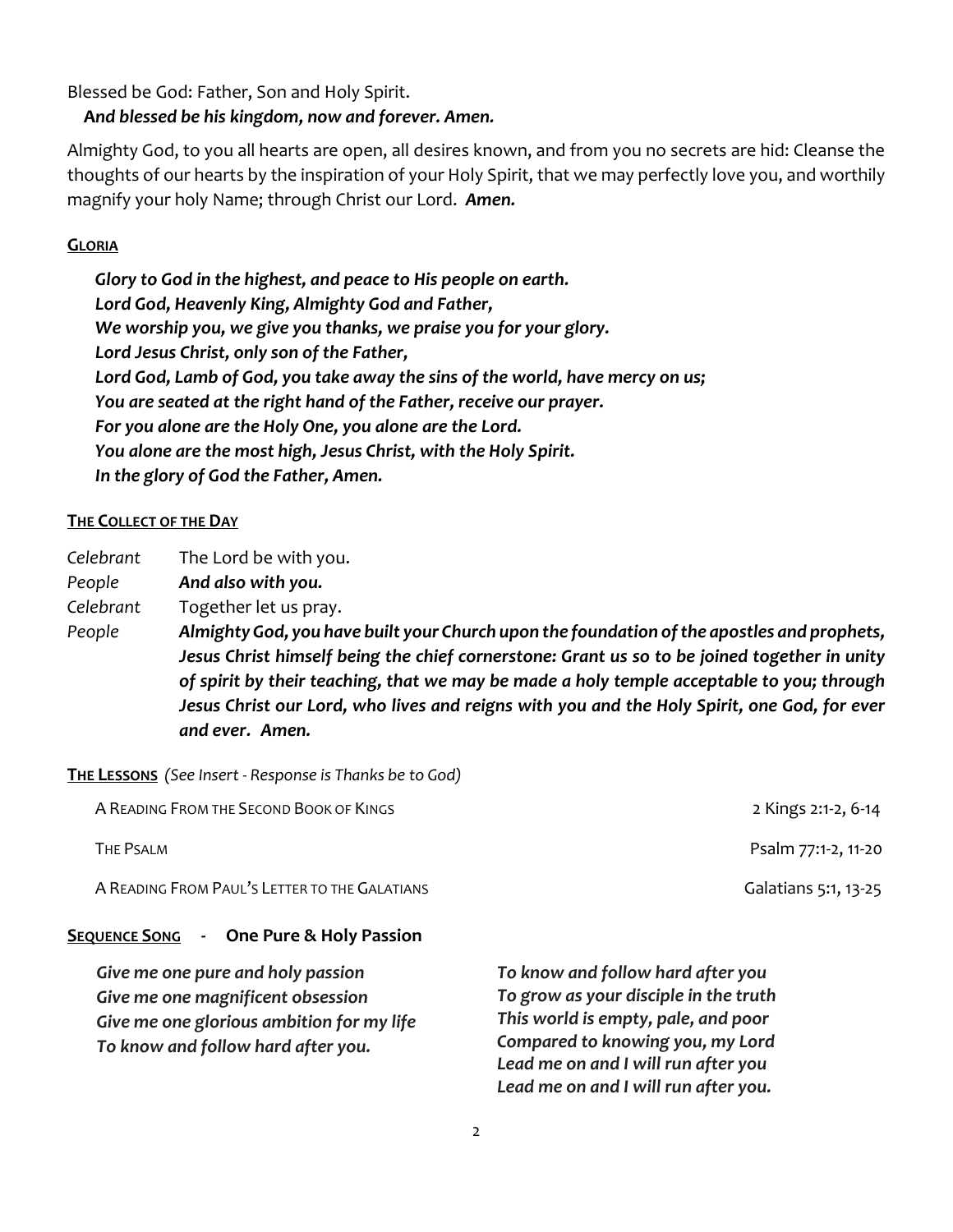Blessed be God: Father, Son and Holy Spirit.
***And blessed be his kingdom, now and forever. Amen.***

Almighty God, to you all hearts are open, all desires known, and from you no secrets are hid: Cleanse the thoughts of our hearts by the inspiration of your Holy Spirit, that we may perfectly love you, and worthily magnify your holy Name; through Christ our Lord. ***Amen.***

## GLORIA

***Glory to God in the highest, and peace to His people on earth.***
***Lord God, Heavenly King, Almighty God and Father,***
***We worship you, we give you thanks, we praise you for your glory.***
***Lord Jesus Christ, only son of the Father,***
***Lord God, Lamb of God, you take away the sins of the world, have mercy on us;***
***You are seated at the right hand of the Father, receive our prayer.***
***For you alone are the Holy One, you alone are the Lord.***
***You alone are the most high, Jesus Christ, with the Holy Spirit.***
***In the glory of God the Father, Amen.***

## THE COLLECT OF THE DAY

*Celebrant* The Lord be with you.
*People* ***And also with you.***
*Celebrant* Together let us pray.
*People* ***Almighty God, you have built your Church upon the foundation of the apostles and prophets, Jesus Christ himself being the chief cornerstone: Grant us so to be joined together in unity of spirit by their teaching, that we may be made a holy temple acceptable to you; through Jesus Christ our Lord, who lives and reigns with you and the Holy Spirit, one God, for ever and ever. Amen.***

## THE LESSONS *(See Insert - Response is Thanks be to God)*

A READING FROM THE SECOND BOOK OF KINGS — 2 Kings 2:1-2, 6-14

THE PSALM — Psalm 77:1-2, 11-20

A READING FROM PAUL'S LETTER TO THE GALATIANS — Galatians 5:1, 13-25

## SEQUENCE SONG - One Pure & Holy Passion

***Give me one pure and holy passion***
***Give me one magnificent obsession***
***Give me one glorious ambition for my life***
***To know and follow hard after you.***

***To know and follow hard after you***
***To grow as your disciple in the truth***
***This world is empty, pale, and poor***
***Compared to knowing you, my Lord***
***Lead me on and I will run after you***
***Lead me on and I will run after you.***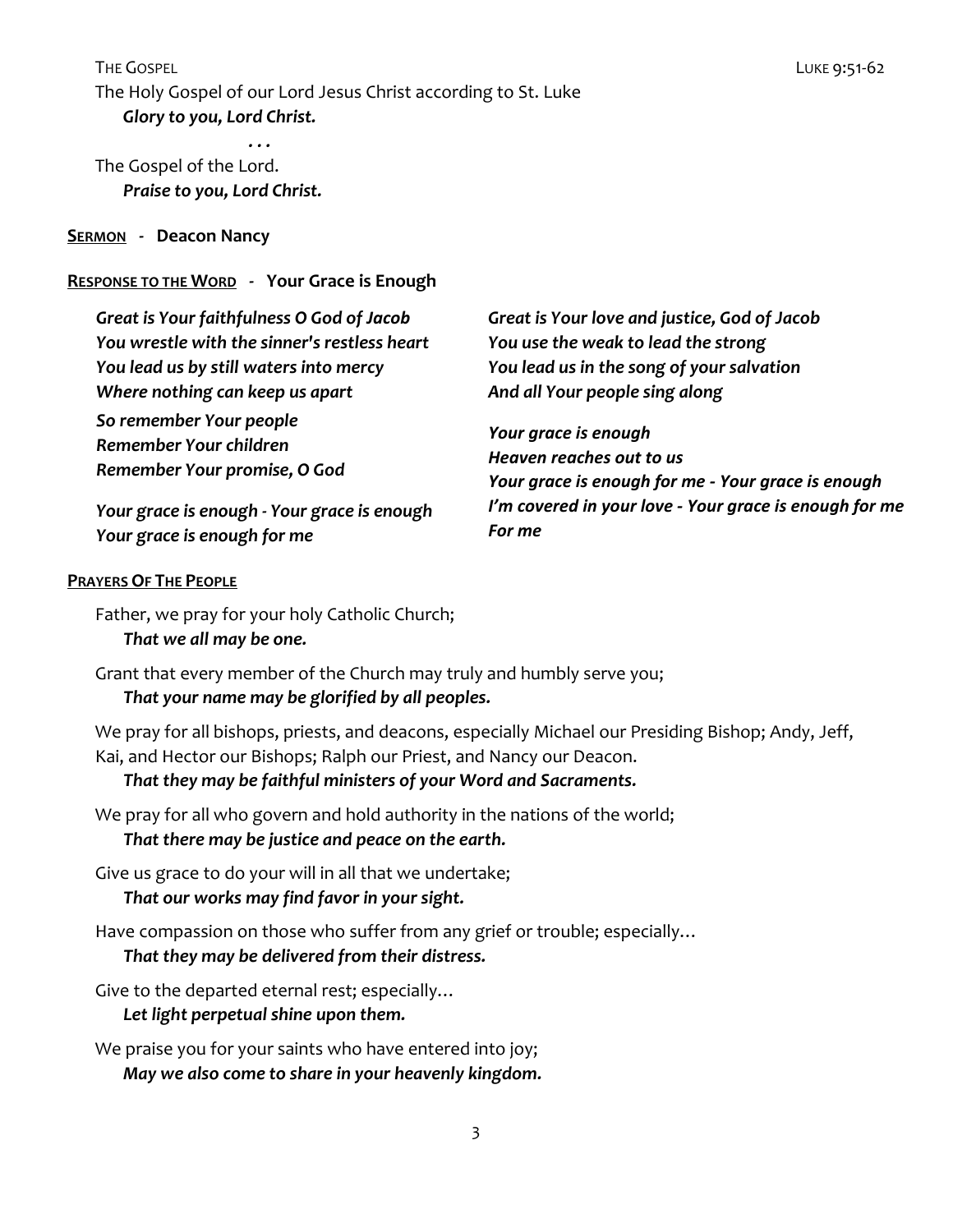THE GOSPEL LUKE 9:51-62

The Holy Gospel of our Lord Jesus Christ according to St. Luke
***Glory to you, Lord Christ.***

***. . .***

The Gospel of the Lord.
***Praise to you, Lord Christ.***

**SERMON - Deacon Nancy**

**RESPONSE TO THE WORD - Your Grace is Enough**

***Great is Your faithfulness O God of Jacob***
***You wrestle with the sinner's restless heart***
***You lead us by still waters into mercy***
***Where nothing can keep us apart***

***So remember Your people***
***Remember Your children***
***Remember Your promise, O God***

***Your grace is enough - Your grace is enough***
***Your grace is enough for me***

***Great is Your love and justice, God of Jacob***
***You use the weak to lead the strong***
***You lead us in the song of your salvation***
***And all Your people sing along***

***Your grace is enough***
***Heaven reaches out to us***
***Your grace is enough for me - Your grace is enough***
***I'm covered in your love - Your grace is enough for me***
***For me***

**PRAYERS OF THE PEOPLE**

Father, we pray for your holy Catholic Church;
***That we all may be one.***

Grant that every member of the Church may truly and humbly serve you;
***That your name may be glorified by all peoples.***

We pray for all bishops, priests, and deacons, especially Michael our Presiding Bishop; Andy, Jeff, Kai, and Hector our Bishops; Ralph our Priest, and Nancy our Deacon.
***That they may be faithful ministers of your Word and Sacraments.***

We pray for all who govern and hold authority in the nations of the world;
***That there may be justice and peace on the earth.***

Give us grace to do your will in all that we undertake;
***That our works may find favor in your sight.***

Have compassion on those who suffer from any grief or trouble; especially…
***That they may be delivered from their distress.***

Give to the departed eternal rest; especially…
***Let light perpetual shine upon them.***

We praise you for your saints who have entered into joy;
***May we also come to share in your heavenly kingdom.***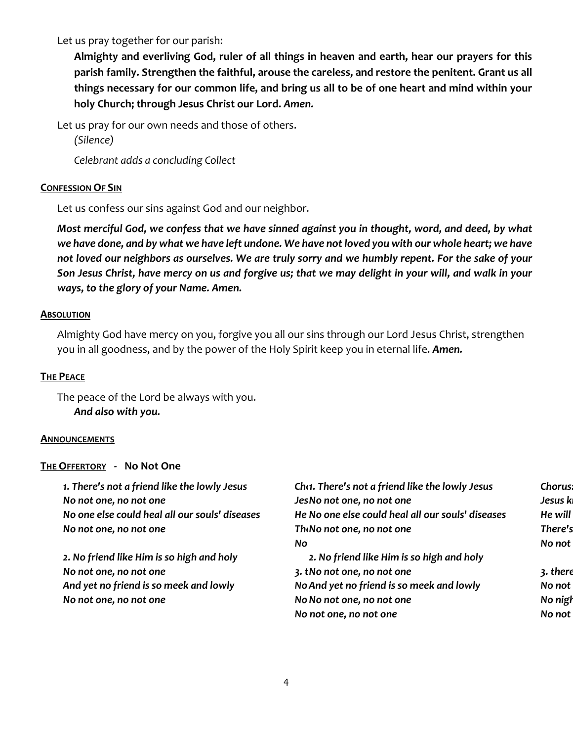Let us pray together for our parish:

**Almighty and everliving God, ruler of all things in heaven and earth, hear our prayers for this parish family. Strengthen the faithful, arouse the careless, and restore the penitent. Grant us all things necessary for our common life, and bring us all to be of one heart and mind within your holy Church; through Jesus Christ our Lord.** ***Amen.***

Let us pray for our own needs and those of others.

*(Silence)*

*Celebrant adds a concluding Collect*

**CONFESSION OF SIN**

Let us confess our sins against God and our neighbor.

***Most merciful God, we confess that we have sinned against you in thought, word, and deed, by what we have done, and by what we have left undone. We have not loved you with our whole heart; we have not loved our neighbors as ourselves. We are truly sorry and we humbly repent. For the sake of your Son Jesus Christ, have mercy on us and forgive us; that we may delight in your will, and walk in your ways, to the glory of your Name. Amen.***

**ABSOLUTION**

Almighty God have mercy on you, forgive you all our sins through our Lord Jesus Christ, strengthen you in all goodness, and by the power of the Holy Spirit keep you in eternal life. ***Amen.***

**THE PEACE**

The peace of the Lord be always with you.
***And also with you.***

**ANNOUNCEMENTS**

**THE OFFERTORY - No Not One**

*1. There's not a friend like the lowly Jesus*
*No not one, no not one*
*No one else could heal all our souls' diseases*
*No not one, no not one*

*2. No friend like Him is so high and holy*
*No not one, no not one*
*And yet no friend is so meek and lowly*
*No not one, no not one*

*Ch1. There's not a friend like the lowly Jesus*
*JesNo not one, no not one*
*He No one else could heal all our souls' diseases*
*ThNo not one, no not one*
*No*
*2. No friend like Him is so high and holy*
*3. tNo not one, no not one*
*No And yet no friend is so meek and lowly*
*No No not one, no not one*
*No not one, no not one*

*Chorus:*
*Jesus k*
*He will*
*There's*
*No not*

*3. there*
*No not*
*No nigh*
*No not*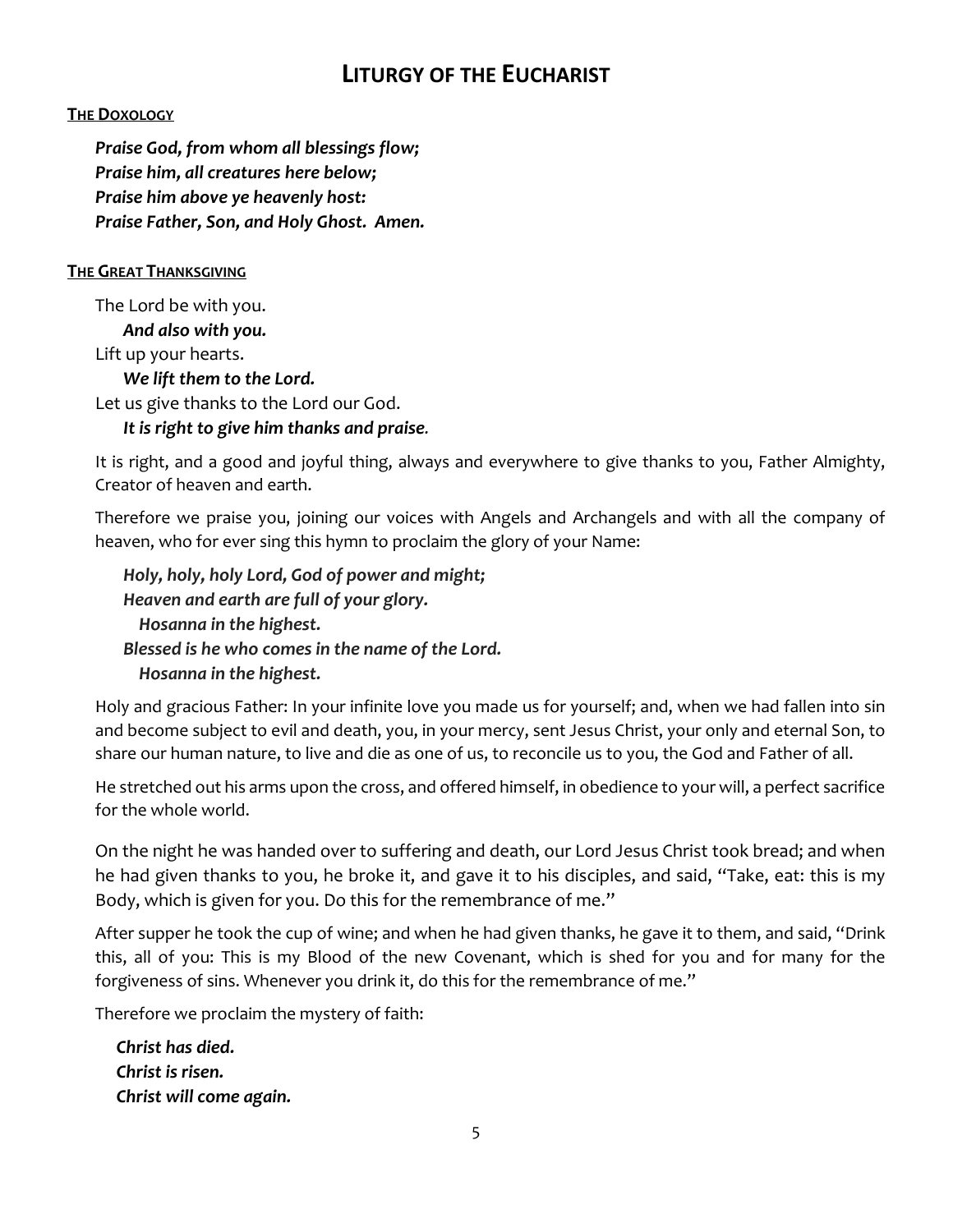# LITURGY OF THE EUCHARIST

**THE DOXOLOGY**

***Praise God, from whom all blessings flow;***
***Praise him, all creatures here below;***
***Praise him above ye heavenly host:***
***Praise Father, Son, and Holy Ghost. Amen.***

**THE GREAT THANKSGIVING**

The Lord be with you.
***And also with you.***
Lift up your hearts.
***We lift them to the Lord.***
Let us give thanks to the Lord our God.
***It is right to give him thanks and praise.***

It is right, and a good and joyful thing, always and everywhere to give thanks to you, Father Almighty, Creator of heaven and earth.

Therefore we praise you, joining our voices with Angels and Archangels and with all the company of heaven, who for ever sing this hymn to proclaim the glory of your Name:

***Holy, holy, holy Lord, God of power and might;***
***Heaven and earth are full of your glory.***
***Hosanna in the highest.***
***Blessed is he who comes in the name of the Lord.***
***Hosanna in the highest.***

Holy and gracious Father: In your infinite love you made us for yourself; and, when we had fallen into sin and become subject to evil and death, you, in your mercy, sent Jesus Christ, your only and eternal Son, to share our human nature, to live and die as one of us, to reconcile us to you, the God and Father of all.

He stretched out his arms upon the cross, and offered himself, in obedience to your will, a perfect sacrifice for the whole world.

On the night he was handed over to suffering and death, our Lord Jesus Christ took bread; and when he had given thanks to you, he broke it, and gave it to his disciples, and said, "Take, eat: this is my Body, which is given for you. Do this for the remembrance of me."

After supper he took the cup of wine; and when he had given thanks, he gave it to them, and said, "Drink this, all of you: This is my Blood of the new Covenant, which is shed for you and for many for the forgiveness of sins. Whenever you drink it, do this for the remembrance of me."

Therefore we proclaim the mystery of faith:

***Christ has died.***
***Christ is risen.***
***Christ will come again.***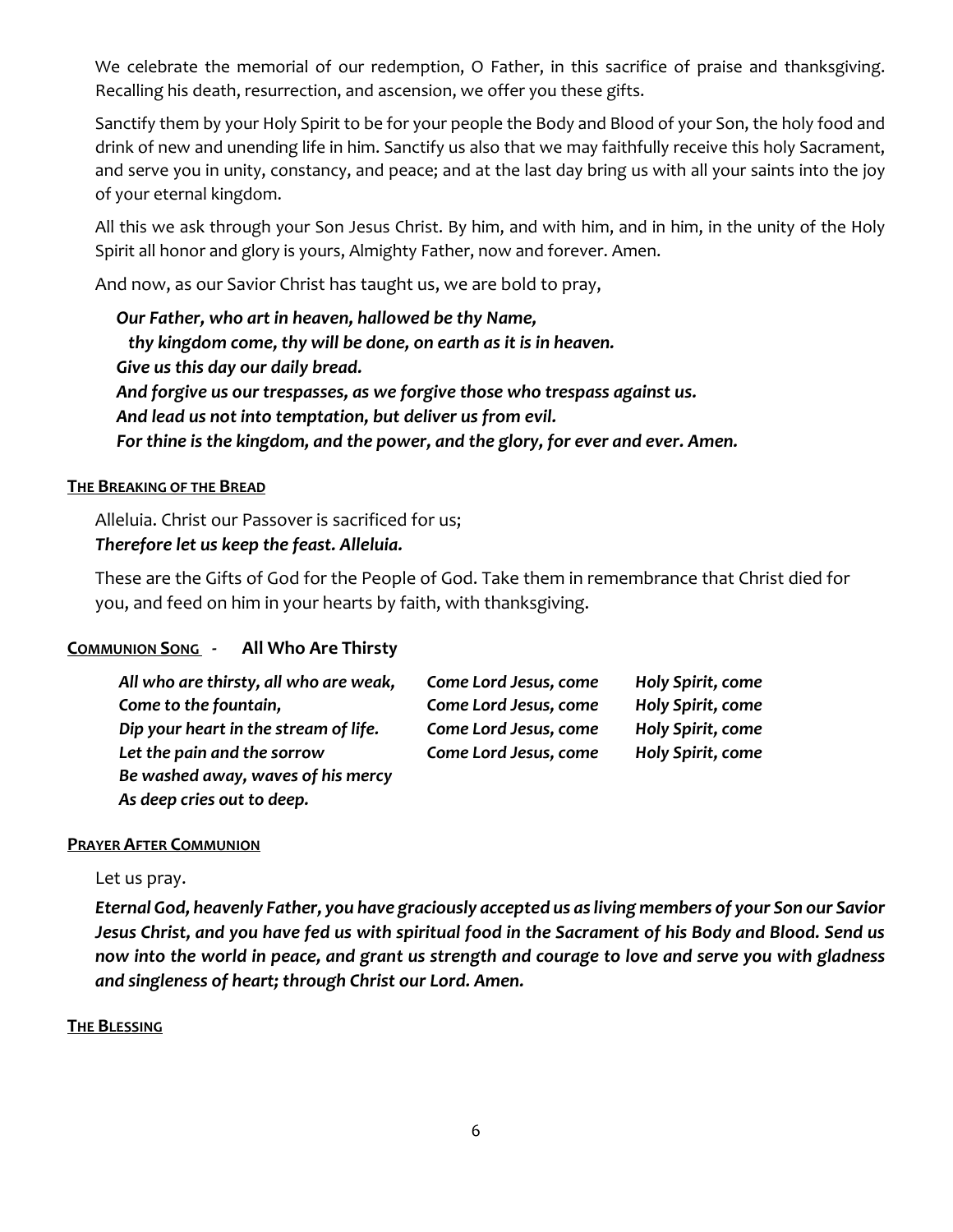We celebrate the memorial of our redemption, O Father, in this sacrifice of praise and thanksgiving. Recalling his death, resurrection, and ascension, we offer you these gifts.

Sanctify them by your Holy Spirit to be for your people the Body and Blood of your Son, the holy food and drink of new and unending life in him. Sanctify us also that we may faithfully receive this holy Sacrament, and serve you in unity, constancy, and peace; and at the last day bring us with all your saints into the joy of your eternal kingdom.

All this we ask through your Son Jesus Christ. By him, and with him, and in him, in the unity of the Holy Spirit all honor and glory is yours, Almighty Father, now and forever. Amen.

And now, as our Savior Christ has taught us, we are bold to pray,

***Our Father, who art in heaven, hallowed be thy Name,***
***thy kingdom come, thy will be done, on earth as it is in heaven.***
***Give us this day our daily bread.***
***And forgive us our trespasses, as we forgive those who trespass against us.***
***And lead us not into temptation, but deliver us from evil.***
***For thine is the kingdom, and the power, and the glory, for ever and ever. Amen.***

**THE BREAKING OF THE BREAD**

Alleluia. Christ our Passover is sacrificed for us;
***Therefore let us keep the feast. Alleluia.***

These are the Gifts of God for the People of God. Take them in remembrance that Christ died for you, and feed on him in your hearts by faith, with thanksgiving.

**COMMUNION SONG - All Who Are Thirsty**

***All who are thirsty, all who are weak,***
***Come to the fountain,***
***Dip your heart in the stream of life.***
***Let the pain and the sorrow***
***Be washed away, waves of his mercy***
***As deep cries out to deep.***

***Come Lord Jesus, come***
***Come Lord Jesus, come***
***Come Lord Jesus, come***
***Come Lord Jesus, come***

***Holy Spirit, come***
***Holy Spirit, come***
***Holy Spirit, come***
***Holy Spirit, come***

**PRAYER AFTER COMMUNION**

Let us pray.

***Eternal God, heavenly Father, you have graciously accepted us as living members of your Son our Savior Jesus Christ, and you have fed us with spiritual food in the Sacrament of his Body and Blood. Send us now into the world in peace, and grant us strength and courage to love and serve you with gladness and singleness of heart; through Christ our Lord. Amen.***

**THE BLESSING**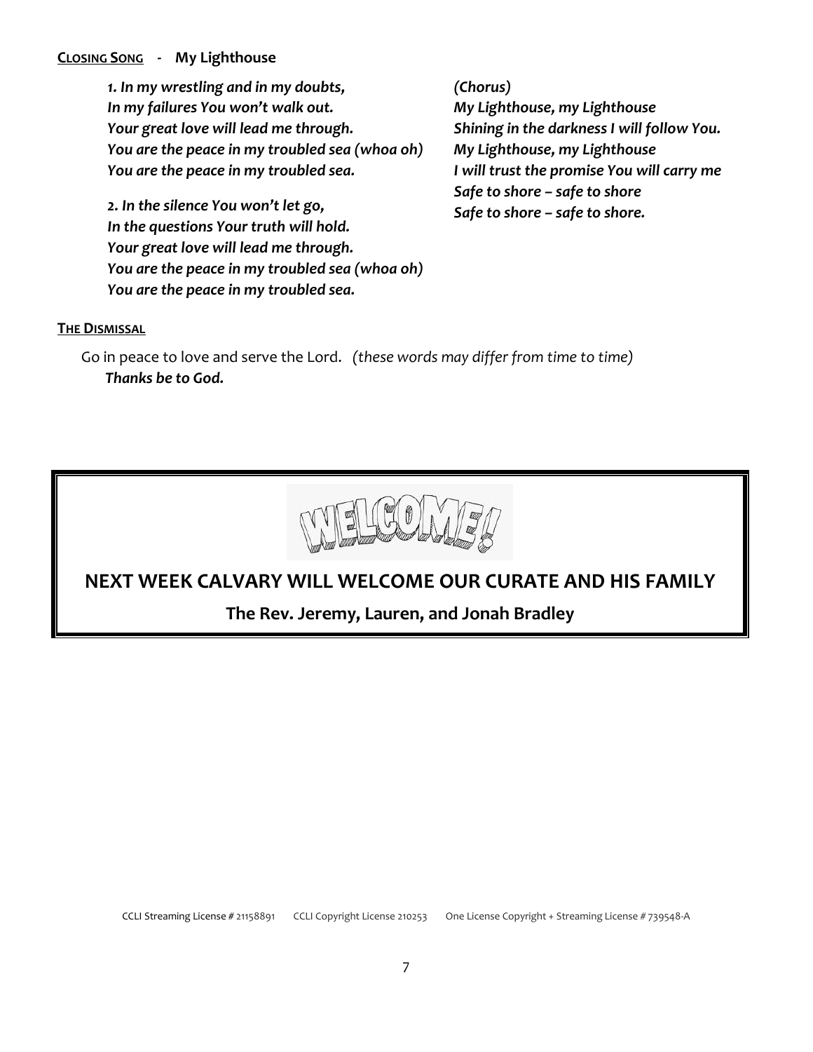**CLOSING SONG - My Lighthouse**

*1. In my wrestling and in my doubts,*
*In my failures You won't walk out.*
*Your great love will lead me through.*
*You are the peace in my troubled sea (whoa oh)*
*You are the peace in my troubled sea.*

*2. In the silence You won't let go,*
*In the questions Your truth will hold.*
*Your great love will lead me through.*
*You are the peace in my troubled sea (whoa oh)*
*You are the peace in my troubled sea.*

*(Chorus)*
*My Lighthouse, my Lighthouse*
*Shining in the darkness I will follow You.*
*My Lighthouse, my Lighthouse*
*I will trust the promise You will carry me*
*Safe to shore – safe to shore*
*Safe to shore – safe to shore.*

**THE DISMISSAL**

Go in peace to love and serve the Lord. *(these words may differ from time to time)*
***Thanks be to God.***

WELCOME!

## NEXT WEEK CALVARY WILL WELCOME OUR CURATE AND HIS FAMILY

**The Rev. Jeremy, Lauren, and Jonah Bradley**

CCLI Streaming License # 21158891 CCLI Copyright License 210253 One License Copyright + Streaming License # 739548-A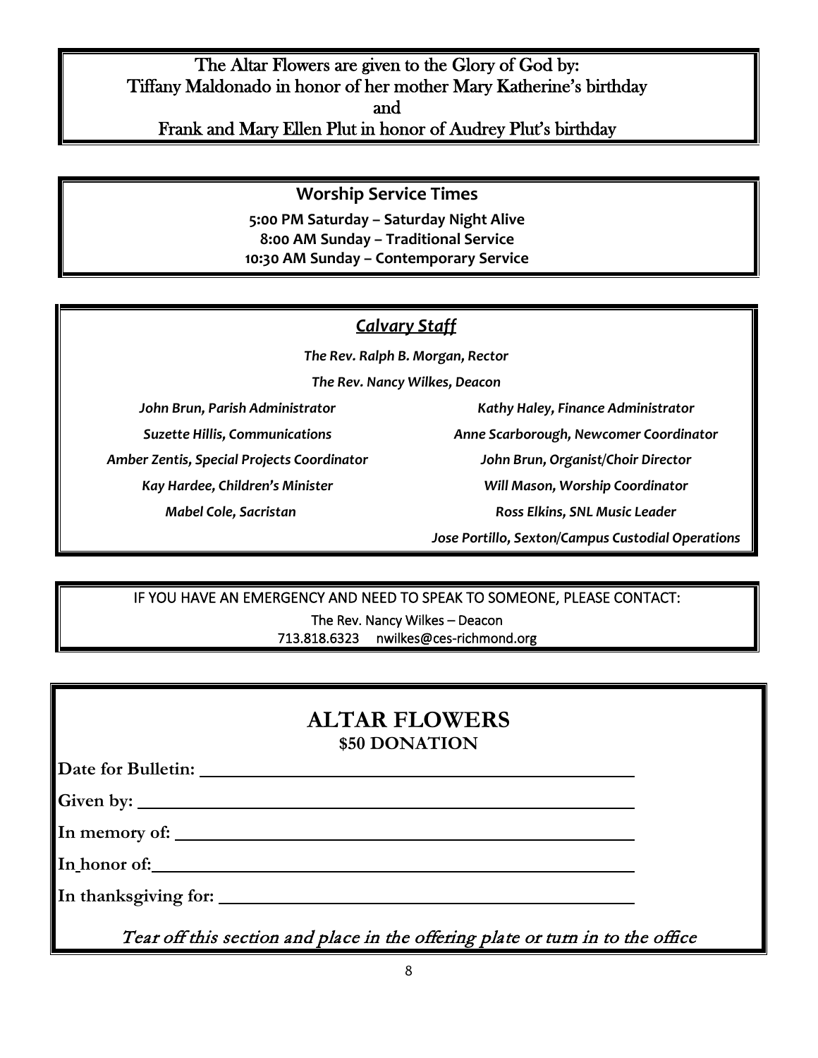The Altar Flowers are given to the Glory of God by:
Tiffany Maldonado in honor of her mother Mary Katherine's birthday
and
Frank and Mary Ellen Plut in honor of Audrey Plut's birthday

**Worship Service Times**

**5:00 PM Saturday – Saturday Night Alive**
**8:00 AM Sunday – Traditional Service**
**10:30 AM Sunday – Contemporary Service**

## ***Calvary Staff***

***The Rev. Ralph B. Morgan, Rector***

***The Rev. Nancy Wilkes, Deacon***

***John Brun, Parish Administrator***

***Kathy Haley, Finance Administrator***

***Suzette Hillis, Communications***

***Anne Scarborough, Newcomer Coordinator***

***Amber Zentis, Special Projects Coordinator***

***John Brun, Organist/Choir Director***

***Kay Hardee, Children's Minister***

***Will Mason, Worship Coordinator***

***Mabel Cole, Sacristan***

***Ross Elkins, SNL Music Leader***

***Jose Portillo, Sexton/Campus Custodial Operations***

IF YOU HAVE AN EMERGENCY AND NEED TO SPEAK TO SOMEONE, PLEASE CONTACT:
The Rev. Nancy Wilkes – Deacon
713.818.6323 nwilkes@ces-richmond.org

## ALTAR FLOWERS

**$50 DONATION**

**Date for Bulletin:** ______________________________

**Given by:** ______________________________

**In memory of:** ______________________________

**In honor of:** ______________________________

**In thanksgiving for:** ______________________________

*Tear off this section and place in the offering plate or turn in to the office*